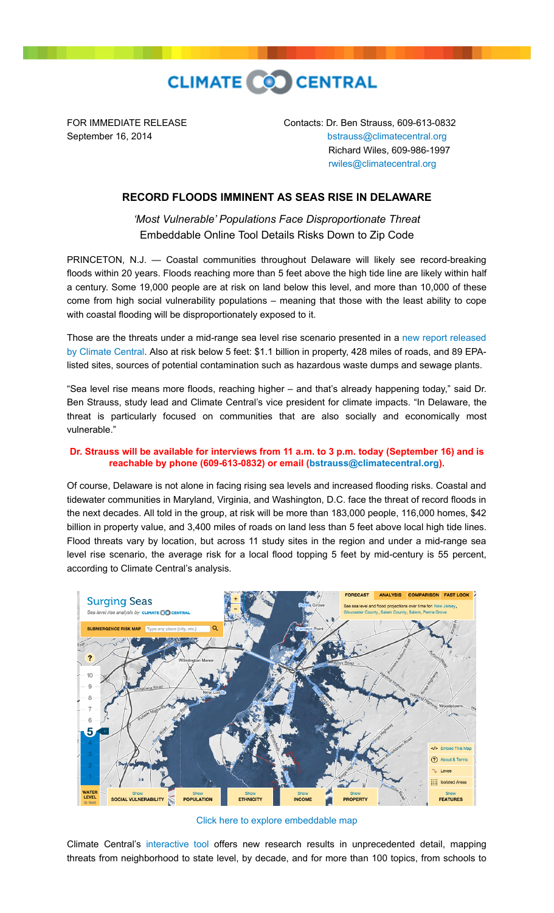CLIMATE CENTRAL

FOR IMMEDIATE RELEASE
September 16, 2014

Contacts: Dr. Ben Strauss, 609-613-0832
bstrauss@climatecentral.org
Richard Wiles, 609-986-1997
rwiles@climatecentral.org

## RECORD FLOODS IMMINENT AS SEAS RISE IN DELAWARE

*'Most Vulnerable' Populations Face Disproportionate Threat*

Embeddable Online Tool Details Risks Down to Zip Code

PRINCETON, N.J. — Coastal communities throughout Delaware will likely see record-breaking floods within 20 years. Floods reaching more than 5 feet above the high tide line are likely within half a century. Some 19,000 people are at risk on land below this level, and more than 10,000 of these come from high social vulnerability populations – meaning that those with the least ability to cope with coastal flooding will be disproportionately exposed to it.

Those are the threats under a mid-range sea level rise scenario presented in a new report released by Climate Central. Also at risk below 5 feet: $1.1 billion in property, 428 miles of roads, and 89 EPA-listed sites, sources of potential contamination such as hazardous waste dumps and sewage plants.

"Sea level rise means more floods, reaching higher – and that's already happening today," said Dr. Ben Strauss, study lead and Climate Central's vice president for climate impacts. "In Delaware, the threat is particularly focused on communities that are also socially and economically most vulnerable."

**Dr. Strauss will be available for interviews from 11 a.m. to 3 p.m. today (September 16) and is reachable by phone (609-613-0832) or email (bstrauss@climatecentral.org).**

Of course, Delaware is not alone in facing rising sea levels and increased flooding risks. Coastal and tidewater communities in Maryland, Virginia, and Washington, D.C. face the threat of record floods in the next decades. All told in the group, at risk will be more than 183,000 people, 116,000 homes, $42 billion in property value, and 3,400 miles of roads on land less than 5 feet above local high tide lines. Flood threats vary by location, but across 11 study sites in the region and under a mid-range sea level rise scenario, the average risk for a local flood topping 5 feet by mid-century is 55 percent, according to Climate Central's analysis.

Click here to explore embeddable map

Climate Central's interactive tool offers new research results in unprecedented detail, mapping threats from neighborhood to state level, by decade, and for more than 100 topics, from schools to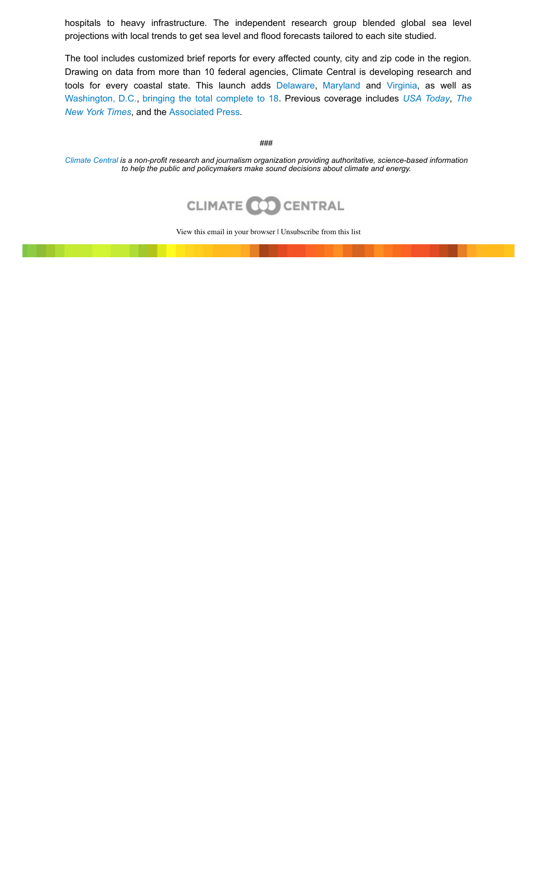hospitals to heavy infrastructure. The independent research group blended global sea level projections with local trends to get sea level and flood forecasts tailored to each site studied.

The tool includes customized brief reports for every affected county, city and zip code in the region. Drawing on data from more than 10 federal agencies, Climate Central is developing research and tools for every coastal state. This launch adds Delaware, Maryland and Virginia, as well as Washington, D.C., bringing the total complete to 18. Previous coverage includes *USA Today*, *The New York Times*, and the Associated Press.

###

*Climate Central is a non-profit research and journalism organization providing authoritative, science-based information to help the public and policymakers make sound decisions about climate and energy.*

CLIMATE CENTRAL

View this email in your browser | Unsubscribe from this list